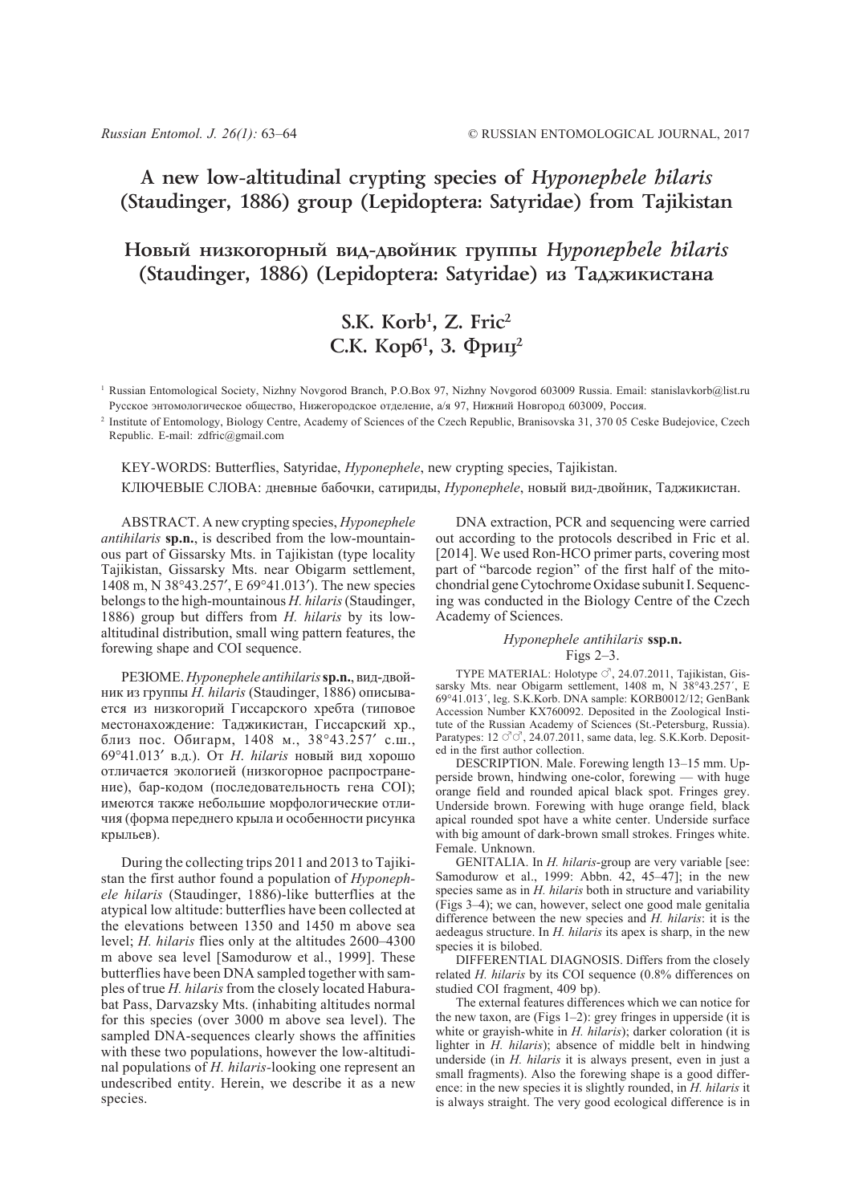# A new low-altitudinal crypting species of *Hyponephele hilaris* (Staudinger, 1886) group (Lepidoptera: Satyridae) from Tajikistan

# Новый низкогорный вид-двойник группы *Hyponephele hilaris* (Staudinger, 1886) (Lepidoptera: Satyridae) из Таджикистана

## S.K. Korb[1], Z. Fric[2]
## С.К. Корб[1], З. Фриц[2]

[1] Russian Entomological Society, Nizhny Novgorod Branch, P.O.Box 97, Nizhny Novgorod 603009 Russia. Email: stanislavkorb@list.ru
Русское энтомологическое общество, Нижегородское отделение, а/я 97, Нижний Новгород 603009, Россия.

[2] Institute of Entomology, Biology Centre, Academy of Sciences of the Czech Republic, Branisovska 31, 370 05 Ceske Budejovice, Czech Republic. E-mail: zdfric@gmail.com

KEY-WORDS: Butterflies, Satyridae, *Hyponephele*, new crypting species, Tajikistan.

КЛЮЧЕВЫЕ СЛОВА: дневные бабочки, сатириды, *Hyponephele*, новый вид-двойник, Таджикистан.

ABSTRACT. A new crypting species, *Hyponephele antihilaris* **sp.n.**, is described from the low-mountainous part of Gissarsky Mts. in Tajikistan (type locality Tajikistan, Gissarsky Mts. near Obigarm settlement, 1408 m, N 38°43.257′, E 69°41.013′). The new species belongs to the high-mountainous *H. hilaris* (Staudinger, 1886) group but differs from *H. hilaris* by its low-altitudinal distribution, small wing pattern features, the forewing shape and COI sequence.

РЕЗЮМЕ. *Hyponephele antihilaris* **sp.n.**, вид-двойник из группы *H. hilaris* (Staudinger, 1886) описывается из низкогорий Гиссарского хребта (типовое местонахождение: Таджикистан, Гиссарский хр., близ пос. Обигарм, 1408 м., 38°43.257′ с.ш., 69°41.013′ в.д.). От *H. hilaris* новый вид хорошо отличается экологией (низкогорное распространение), бар-кодом (последовательность гена COI); имеются также небольшие морфологические отличия (форма переднего крыла и особенности рисунка крыльев).

During the collecting trips 2011 and 2013 to Tajikistan the first author found a population of *Hyponephele hilaris* (Staudinger, 1886)-like butterflies at the atypical low altitude: butterflies have been collected at the elevations between 1350 and 1450 m above sea level; *H. hilaris* flies only at the altitudes 2600–4300 m above sea level [Samodurow et al., 1999]. These butterflies have been DNA sampled together with samples of true *H. hilaris* from the closely located Haburabat Pass, Darvazsky Mts. (inhabiting altitudes normal for this species (over 3000 m above sea level). The sampled DNA-sequences clearly shows the affinities with these two populations, however the low-altitudinal populations of *H. hilaris*-looking one represent an undescribed entity. Herein, we describe it as a new species.

DNA extraction, PCR and sequencing were carried out according to the protocols described in Fric et al. [2014]. We used Ron-HCO primer parts, covering most part of "barcode region" of the first half of the mitochondrial gene Cytochrome Oxidase subunit I. Sequencing was conducted in the Biology Centre of the Czech Academy of Sciences.

### *Hyponephele antihilaris* ssp.n.
Figs 2–3.

TYPE MATERIAL: Holotype ♂, 24.07.2011, Tajikistan, Gissarsky Mts. near Obigarm settlement, 1408 m, N 38°43.257′, E 69°41.013′, leg. S.K.Korb. DNA sample: KORB0012/12; GenBank Accession Number KX760092. Deposited in the Zoological Institute of the Russian Academy of Sciences (St.-Petersburg, Russia). Paratypes: 12 ♂♂, 24.07.2011, same data, leg. S.K.Korb. Deposited in the first author collection.

DESCRIPTION. Male. Forewing length 13–15 mm. Upperside brown, hindwing one-color, forewing — with huge orange field and rounded apical black spot. Fringes grey. Underside brown. Forewing with huge orange field, black apical rounded spot have a white center. Underside surface with big amount of dark-brown small strokes. Fringes white. Female. Unknown.

GENITALIA. In *H. hilaris*-group are very variable [see: Samodurow et al., 1999: Abbn. 42, 45–47]; in the new species same as in *H. hilaris* both in structure and variability (Figs 3–4); we can, however, select one good male genitalia difference between the new species and *H. hilaris*: it is the aedeagus structure. In *H. hilaris* its apex is sharp, in the new species it is bilobed.

DIFFERENTIAL DIAGNOSIS. Differs from the closely related *H. hilaris* by its COI sequence (0.8% differences on studied COI fragment, 409 bp).

The external features differences which we can notice for the new taxon, are (Figs 1–2): grey fringes in upperside (it is white or grayish-white in *H. hilaris*); darker coloration (it is lighter in *H. hilaris*); absence of middle belt in hindwing underside (in *H. hilaris* it is always present, even in just a small fragments). Also the forewing shape is a good difference: in the new species it is slightly rounded, in *H. hilaris* it is always straight. The very good ecological difference is in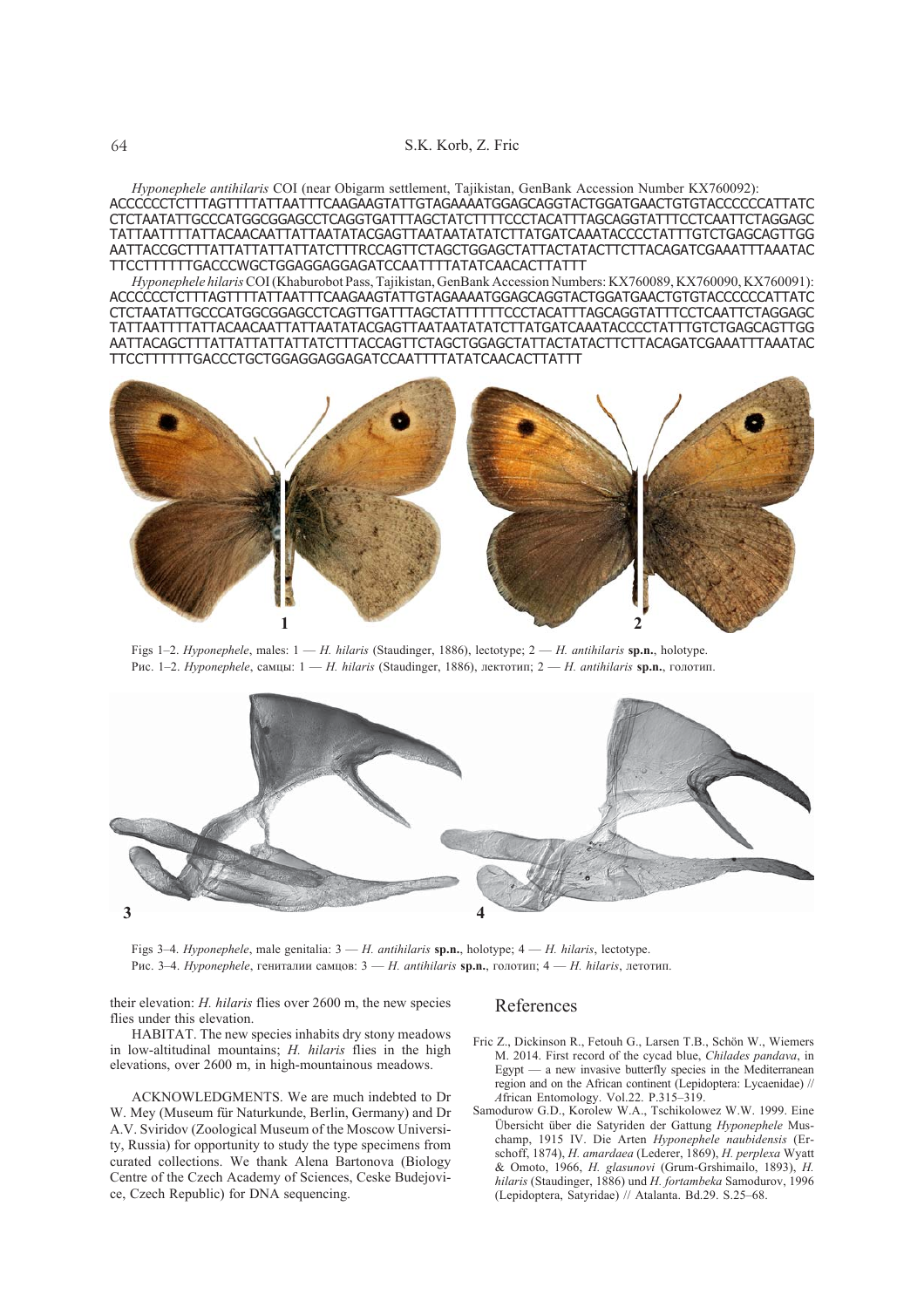*Hyponephele antihilaris* COI (near Obigarm settlement, Tajikistan, GenBank Accession Number KX760092):
ACCCCCCTCTTTAGTTTTATTAATTTCAAGAAGTATTGTAGAAAATGGAGCAGGTACTGGATGAACTGTGTACCCCCCATTATC
CTCTAATATTGCCCATGGCGGAGCCTCAGGTGATTTAGCTATCTTTTCCCTACATTTAGCAGGTATTTCCTCAATTCTAGGAGC
TATTAATTTTATTACAACAATTATTAATATACGAGTTAATAATATATCTTATGATCAAATACCCCTATTTGTCTGAGCAGTTGG
AATTACCGCTTTATTATTATTATTATCTTTRCCAGTTCTAGCTGGAGCTATTACTATACTTCTTACAGATCGAAATTTAAATAC
TTCCTTTTTTGACCCWGCTGGAGGAGGAGATCCAATTTTATATCAACACTTATTT

*Hyponephele hilaris* COI (Khaburobot Pass, Tajikistan, GenBank Accession Numbers: KX760089, KX760090, KX760091):
ACCCCCCTCTTTAGTTTTATTAATTTCAAGAAGTATTGTAGAAAATGGAGCAGGTACTGGATGAACTGTGTACCCCCCATTATC
CTCTAATATTGCCCATGGCGGAGCCTCAGTTGATTTAGCTATTTTTTCCCTACATTTAGCAGGTATTTCCTCAATTCTAGGAGC
TATTAATTTTATTACAACAATTATTAATATACGAGTTAATAATATATCTTATGATCAAATACCCCTATTTGTCTGAGCAGTTGG
AATTACAGCTTTATTATTATTATTATCTTTACCAGTTCTAGCTGGAGCTATTACTATACTTCTTACAGATCGAAATTTAAATAC
TTCCTTTTTTGACCCTGCTGGAGGAGGAGATCCAATTTTATATCAACACTTATTT

Figs 1–2. *Hyponephele*, males: 1 — *H. hilaris* (Staudinger, 1886), lectotype; 2 — *H. antihilaris* **sp.n.**, holotype.
Рис. 1–2. *Hyponephele*, самцы: 1 — *H. hilaris* (Staudinger, 1886), лектотип; 2 — *H. antihilaris* **sp.n.**, голотип.

Figs 3–4. *Hyponephele*, male genitalia: 3 — *H. antihilaris* **sp.n.**, holotype; 4 — *H. hilaris*, lectotype.
Рис. 3–4. *Hyponephele*, гениталии самцов: 3 — *H. antihilaris* **sp.n.**, голотип; 4 — *H. hilaris*, летотип.

their elevation: *H. hilaris* flies over 2600 m, the new species flies under this elevation.

HABITAT. The new species inhabits dry stony meadows in low-altitudinal mountains; *H. hilaris* flies in the high elevations, over 2600 m, in high-mountainous meadows.

ACKNOWLEDGMENTS. We are much indebted to Dr W. Mey (Museum für Naturkunde, Berlin, Germany) and Dr A.V. Sviridov (Zoological Museum of the Moscow University, Russia) for opportunity to study the type specimens from curated collections. We thank Alena Bartonova (Biology Centre of the Czech Academy of Sciences, Ceske Budejovice, Czech Republic) for DNA sequencing.

## References

Fric Z., Dickinson R., Fetouh G., Larsen T.B., Schön W., Wiemers M. 2014. First record of the cycad blue, *Chilades pandava*, in Egypt — a new invasive butterfly species in the Mediterranean region and on the African continent (Lepidoptera: Lycaenidae) // African Entomology. Vol.22. P.315–319.

Samodurow G.D., Korolew W.A., Tschikolowez W.W. 1999. Eine Übersicht über die Satyriden der Gattung *Hyponephele* Muschamp, 1915 IV. Die Arten *Hyponephele naubidensis* (Erschoff, 1874), *H. amardaea* (Lederer, 1869), *H. perplexa* Wyatt & Omoto, 1966, *H. glasunovi* (Grum-Grshimailo, 1893), *H. hilaris* (Staudinger, 1886) und *H. fortambeka* Samodurov, 1996 (Lepidoptera, Satyridae) // Atalanta. Bd.29. S.25–68.